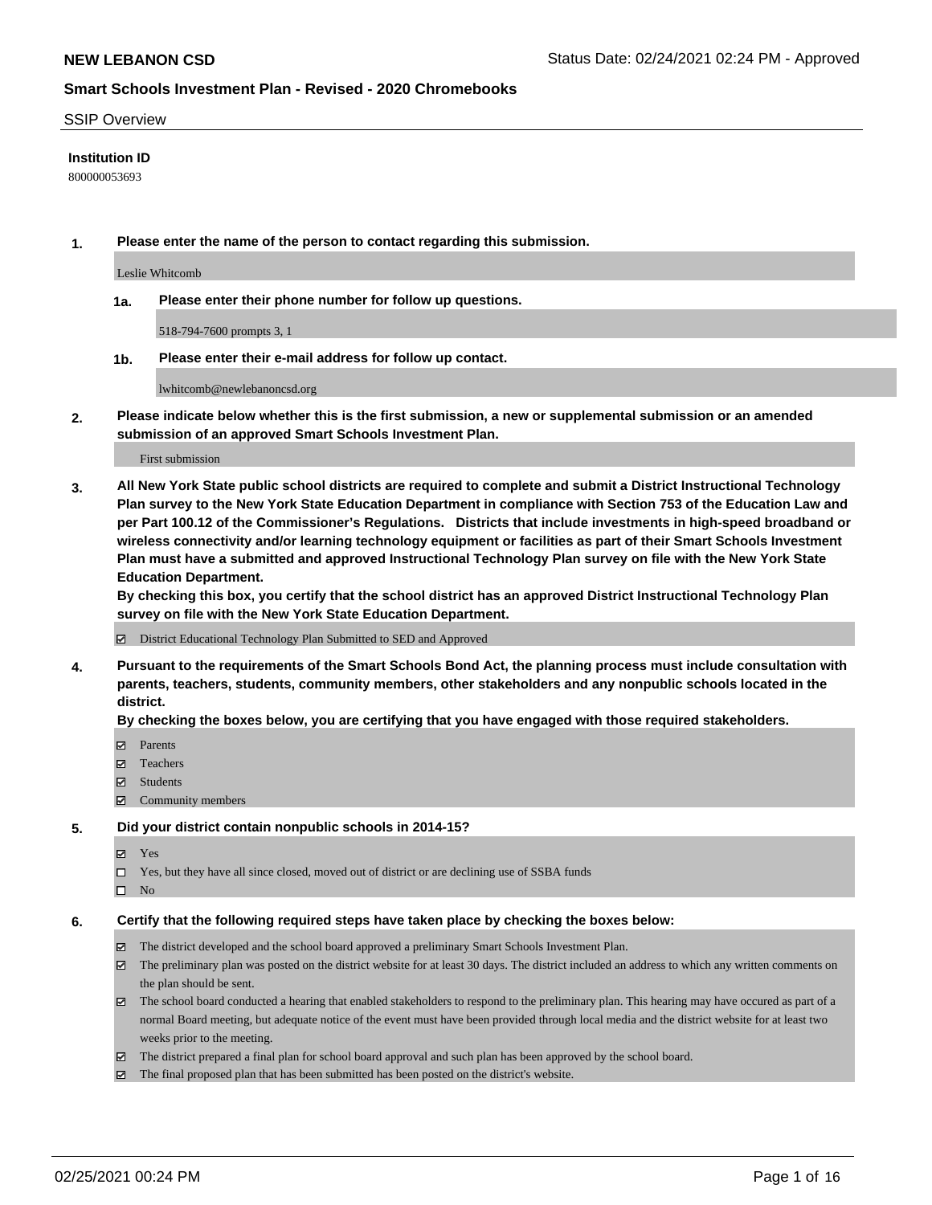## SSIP Overview

**Institution ID**

800000053693

**1. Please enter the name of the person to contact regarding this submission.**

Leslie Whitcomb

**1a. Please enter their phone number for follow up questions.**

518-794-7600 prompts 3, 1

**1b. Please enter their e-mail address for follow up contact.**

lwhitcomb@newlebanoncsd.org

**2. Please indicate below whether this is the first submission, a new or supplemental submission or an amended submission of an approved Smart Schools Investment Plan.**

First submission

**3. All New York State public school districts are required to complete and submit a District Instructional Technology Plan survey to the New York State Education Department in compliance with Section 753 of the Education Law and per Part 100.12 of the Commissioner's Regulations. Districts that include investments in high-speed broadband or wireless connectivity and/or learning technology equipment or facilities as part of their Smart Schools Investment Plan must have a submitted and approved Instructional Technology Plan survey on file with the New York State Education Department.**

**By checking this box, you certify that the school district has an approved District Instructional Technology Plan survey on file with the New York State Education Department.**

- [x] District Educational Technology Plan Submitted to SED and Approved

**4. Pursuant to the requirements of the Smart Schools Bond Act, the planning process must include consultation with parents, teachers, students, community members, other stakeholders and any nonpublic schools located in the district.**

**By checking the boxes below, you are certifying that you have engaged with those required stakeholders.**

- [x] Parents
- [x] Teachers
- [x] Students
- [x] Community members

**5. Did your district contain nonpublic schools in 2014-15?**

- [x] Yes
- [ ] Yes, but they have all since closed, moved out of district or are declining use of SSBA funds
- [ ] No

**6. Certify that the following required steps have taken place by checking the boxes below:**

- [x] The district developed and the school board approved a preliminary Smart Schools Investment Plan.
- [x] The preliminary plan was posted on the district website for at least 30 days. The district included an address to which any written comments on the plan should be sent.
- [x] The school board conducted a hearing that enabled stakeholders to respond to the preliminary plan. This hearing may have occured as part of a normal Board meeting, but adequate notice of the event must have been provided through local media and the district website for at least two weeks prior to the meeting.
- [x] The district prepared a final plan for school board approval and such plan has been approved by the school board.
- [x] The final proposed plan that has been submitted has been posted on the district's website.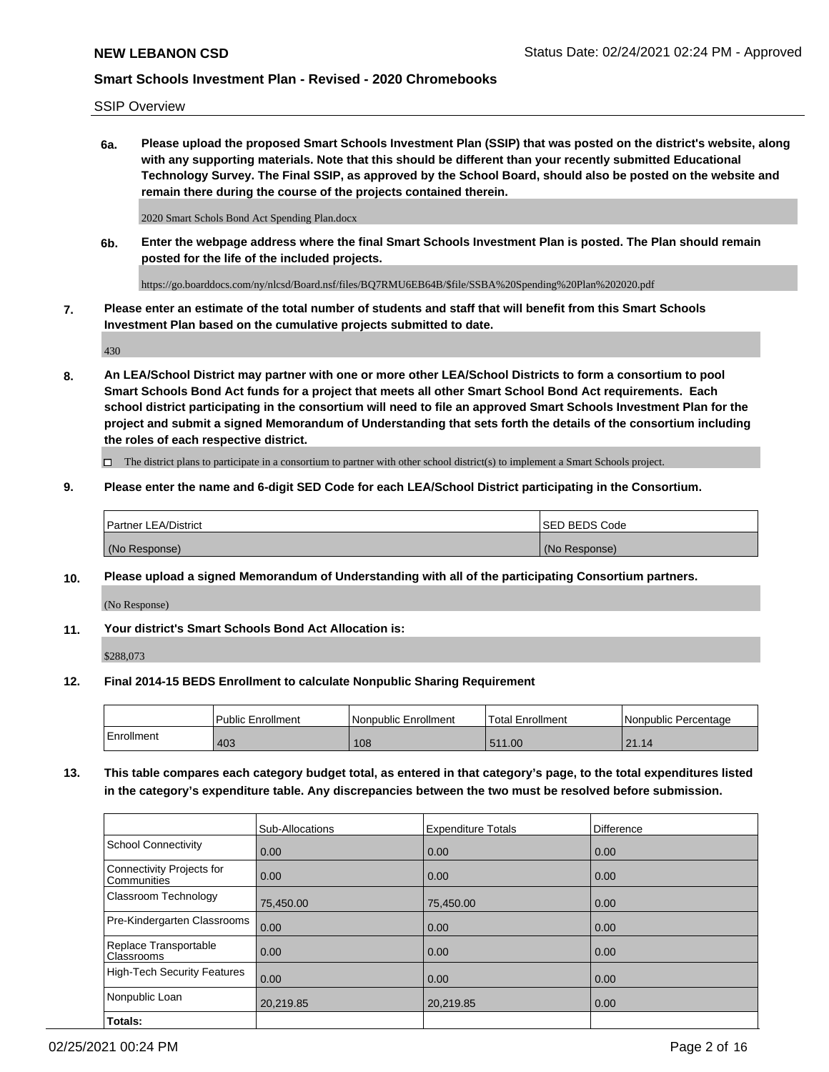SSIP Overview

**6a. Please upload the proposed Smart Schools Investment Plan (SSIP) that was posted on the district's website, along with any supporting materials. Note that this should be different than your recently submitted Educational Technology Survey. The Final SSIP, as approved by the School Board, should also be posted on the website and remain there during the course of the projects contained therein.**

2020 Smart Schols Bond Act Spending Plan.docx

**6b. Enter the webpage address where the final Smart Schools Investment Plan is posted. The Plan should remain posted for the life of the included projects.**

https://go.boarddocs.com/ny/nlcsd/Board.nsf/files/BQ7RMU6EB64B/$file/SSBA%20Spending%20Plan%202020.pdf

**7. Please enter an estimate of the total number of students and staff that will benefit from this Smart Schools Investment Plan based on the cumulative projects submitted to date.**

430

**8. An LEA/School District may partner with one or more other LEA/School Districts to form a consortium to pool Smart Schools Bond Act funds for a project that meets all other Smart School Bond Act requirements. Each school district participating in the consortium will need to file an approved Smart Schools Investment Plan for the project and submit a signed Memorandum of Understanding that sets forth the details of the consortium including the roles of each respective district.**

☐ The district plans to participate in a consortium to partner with other school district(s) to implement a Smart Schools project.

**9. Please enter the name and 6-digit SED Code for each LEA/School District participating in the Consortium.**

| Partner LEA/District | SED BEDS Code |
|---|---|
| (No Response) | (No Response) |

**10. Please upload a signed Memorandum of Understanding with all of the participating Consortium partners.**

(No Response)

**11. Your district's Smart Schools Bond Act Allocation is:**

$288,073

**12. Final 2014-15 BEDS Enrollment to calculate Nonpublic Sharing Requirement**

| | Public Enrollment | Nonpublic Enrollment | Total Enrollment | Nonpublic Percentage |
|---|---|---|---|---|
| Enrollment | 403 | 108 | 511.00 | 21.14 |

**13. This table compares each category budget total, as entered in that category's page, to the total expenditures listed in the category's expenditure table. Any discrepancies between the two must be resolved before submission.**

| | Sub-Allocations | Expenditure Totals | Difference |
|---|---|---|---|
| School Connectivity | 0.00 | 0.00 | 0.00 |
| Connectivity Projects for Communities | 0.00 | 0.00 | 0.00 |
| Classroom Technology | 75,450.00 | 75,450.00 | 0.00 |
| Pre-Kindergarten Classrooms | 0.00 | 0.00 | 0.00 |
| Replace Transportable Classrooms | 0.00 | 0.00 | 0.00 |
| High-Tech Security Features | 0.00 | 0.00 | 0.00 |
| Nonpublic Loan | 20,219.85 | 20,219.85 | 0.00 |
| **Totals:** | | | |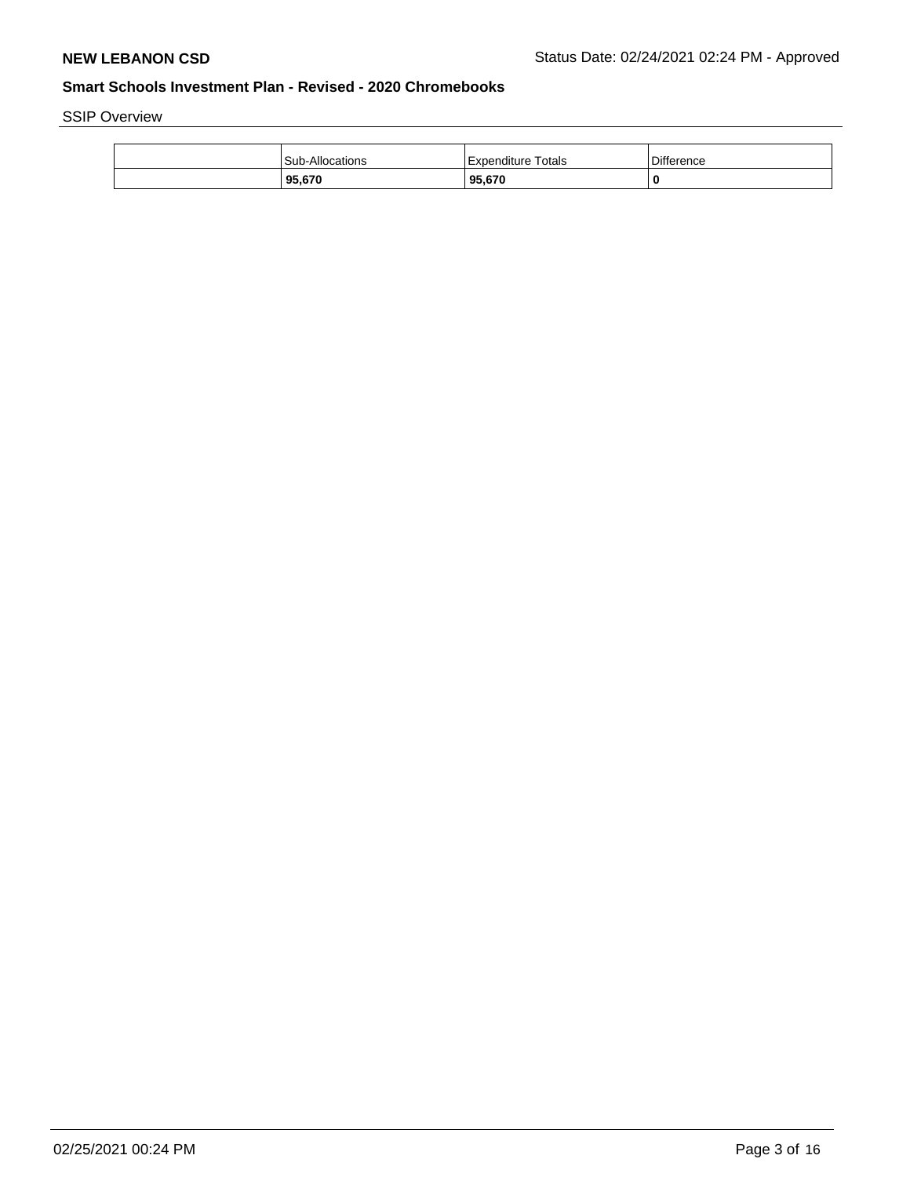SSIP Overview

| | Sub-Allocations | Expenditure Totals | Difference |
|---|---|---|---|
| | **95,670** | **95,670** | **0** |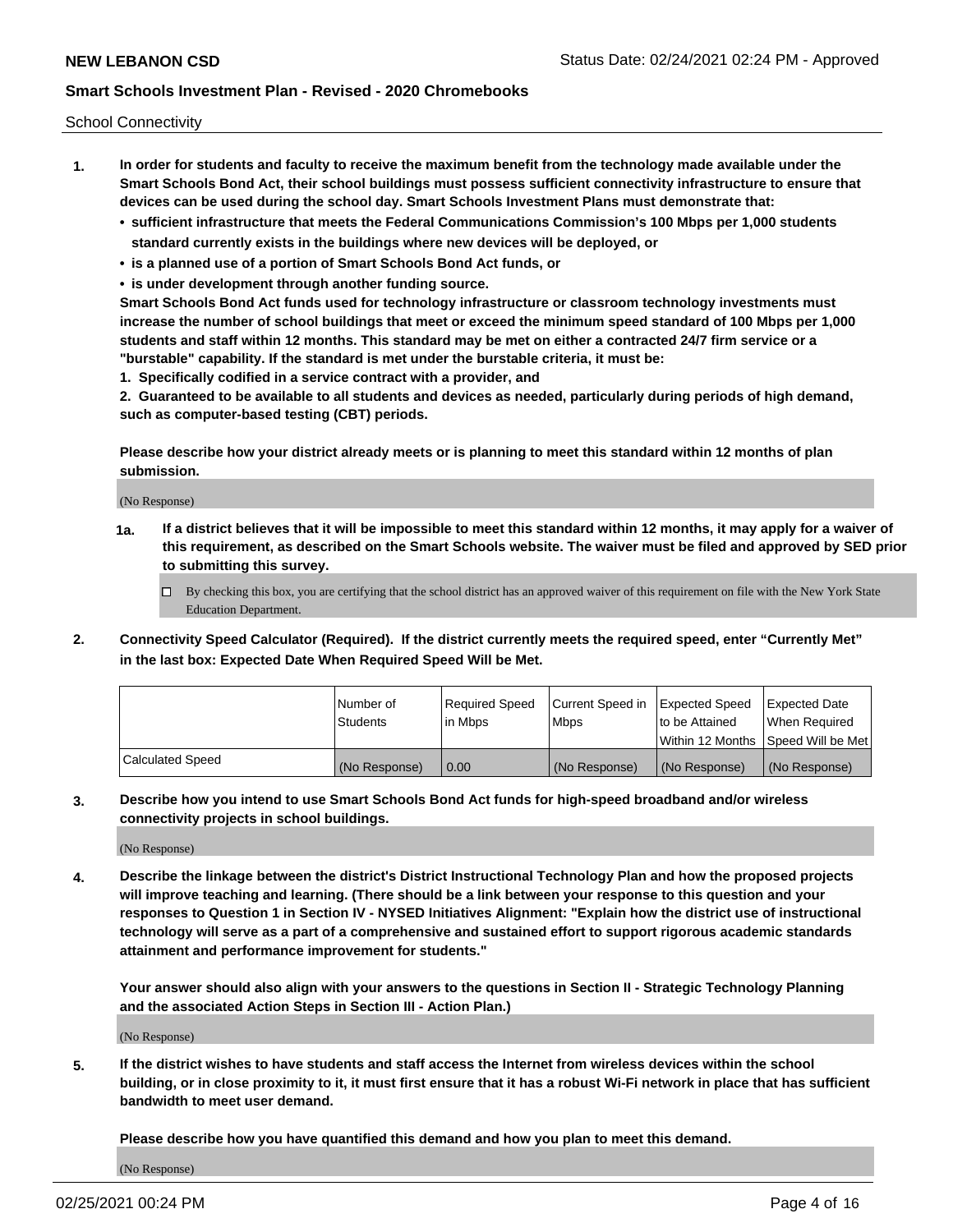School Connectivity

1. **In order for students and faculty to receive the maximum benefit from the technology made available under the Smart Schools Bond Act, their school buildings must possess sufficient connectivity infrastructure to ensure that devices can be used during the school day. Smart Schools Investment Plans must demonstrate that:**
   - **sufficient infrastructure that meets the Federal Communications Commission's 100 Mbps per 1,000 students standard currently exists in the buildings where new devices will be deployed, or**
   - **is a planned use of a portion of Smart Schools Bond Act funds, or**
   - **is under development through another funding source.**

   **Smart Schools Bond Act funds used for technology infrastructure or classroom technology investments must increase the number of school buildings that meet or exceed the minimum speed standard of 100 Mbps per 1,000 students and staff within 12 months. This standard may be met on either a contracted 24/7 firm service or a "burstable" capability. If the standard is met under the burstable criteria, it must be:**

   **1. Specifically codified in a service contract with a provider, and**

   **2. Guaranteed to be available to all students and devices as needed, particularly during periods of high demand, such as computer-based testing (CBT) periods.**

   **Please describe how your district already meets or is planning to meet this standard within 12 months of plan submission.**

   (No Response)

   **1a. If a district believes that it will be impossible to meet this standard within 12 months, it may apply for a waiver of this requirement, as described on the Smart Schools website. The waiver must be filed and approved by SED prior to submitting this survey.**

   ☐ By checking this box, you are certifying that the school district has an approved waiver of this requirement on file with the New York State Education Department.

2. **Connectivity Speed Calculator (Required). If the district currently meets the required speed, enter "Currently Met" in the last box: Expected Date When Required Speed Will be Met.**

|  | Number of Students | Required Speed in Mbps | Current Speed in Mbps | Expected Speed to be Attained Within 12 Months | Expected Date When Required Speed Will be Met |
|---|---|---|---|---|---|
| Calculated Speed | (No Response) | 0.00 | (No Response) | (No Response) | (No Response) |

3. **Describe how you intend to use Smart Schools Bond Act funds for high-speed broadband and/or wireless connectivity projects in school buildings.**

   (No Response)

4. **Describe the linkage between the district's District Instructional Technology Plan and how the proposed projects will improve teaching and learning. (There should be a link between your response to this question and your responses to Question 1 in Section IV - NYSED Initiatives Alignment: "Explain how the district use of instructional technology will serve as a part of a comprehensive and sustained effort to support rigorous academic standards attainment and performance improvement for students."**

   **Your answer should also align with your answers to the questions in Section II - Strategic Technology Planning and the associated Action Steps in Section III - Action Plan.)**

   (No Response)

5. **If the district wishes to have students and staff access the Internet from wireless devices within the school building, or in close proximity to it, it must first ensure that it has a robust Wi-Fi network in place that has sufficient bandwidth to meet user demand.**

   **Please describe how you have quantified this demand and how you plan to meet this demand.**

   (No Response)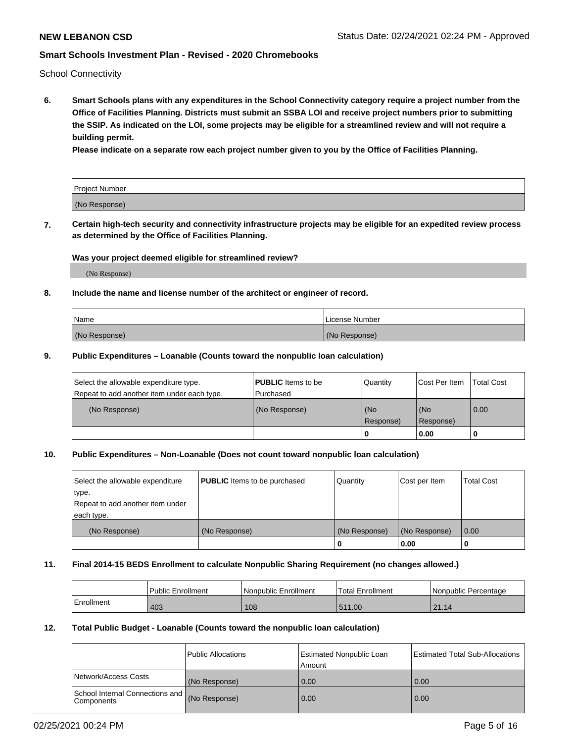School Connectivity

**6. Smart Schools plans with any expenditures in the School Connectivity category require a project number from the Office of Facilities Planning. Districts must submit an SSBA LOI and receive project numbers prior to submitting the SSIP. As indicated on the LOI, some projects may be eligible for a streamlined review and will not require a building permit.**

**Please indicate on a separate row each project number given to you by the Office of Facilities Planning.**

| Project Number |
|---|
| (No Response) |

**7. Certain high-tech security and connectivity infrastructure projects may be eligible for an expedited review process as determined by the Office of Facilities Planning.**

**Was your project deemed eligible for streamlined review?**

(No Response)

**8. Include the name and license number of the architect or engineer of record.**

| Name | License Number |
|---|---|
| (No Response) | (No Response) |

**9. Public Expenditures – Loanable (Counts toward the nonpublic loan calculation)**

| Select the allowable expenditure type. Repeat to add another item under each type. | **PUBLIC** Items to be Purchased | Quantity | Cost Per Item | Total Cost |
|---|---|---|---|---|
| (No Response) | (No Response) | (No Response) | (No Response) | 0.00 |
| | | 0 | 0.00 | 0 |

**10. Public Expenditures – Non-Loanable (Does not count toward nonpublic loan calculation)**

| Select the allowable expenditure type. Repeat to add another item under each type. | **PUBLIC** Items to be purchased | Quantity | Cost per Item | Total Cost |
|---|---|---|---|---|
| (No Response) | (No Response) | (No Response) | (No Response) | 0.00 |
| | | 0 | 0.00 | 0 |

**11. Final 2014-15 BEDS Enrollment to calculate Nonpublic Sharing Requirement (no changes allowed.)**

| | Public Enrollment | Nonpublic Enrollment | Total Enrollment | Nonpublic Percentage |
|---|---|---|---|---|
| Enrollment | 403 | 108 | 511.00 | 21.14 |

**12. Total Public Budget - Loanable (Counts toward the nonpublic loan calculation)**

| | Public Allocations | Estimated Nonpublic Loan Amount | Estimated Total Sub-Allocations |
|---|---|---|---|
| Network/Access Costs | (No Response) | 0.00 | 0.00 |
| School Internal Connections and Components | (No Response) | 0.00 | 0.00 |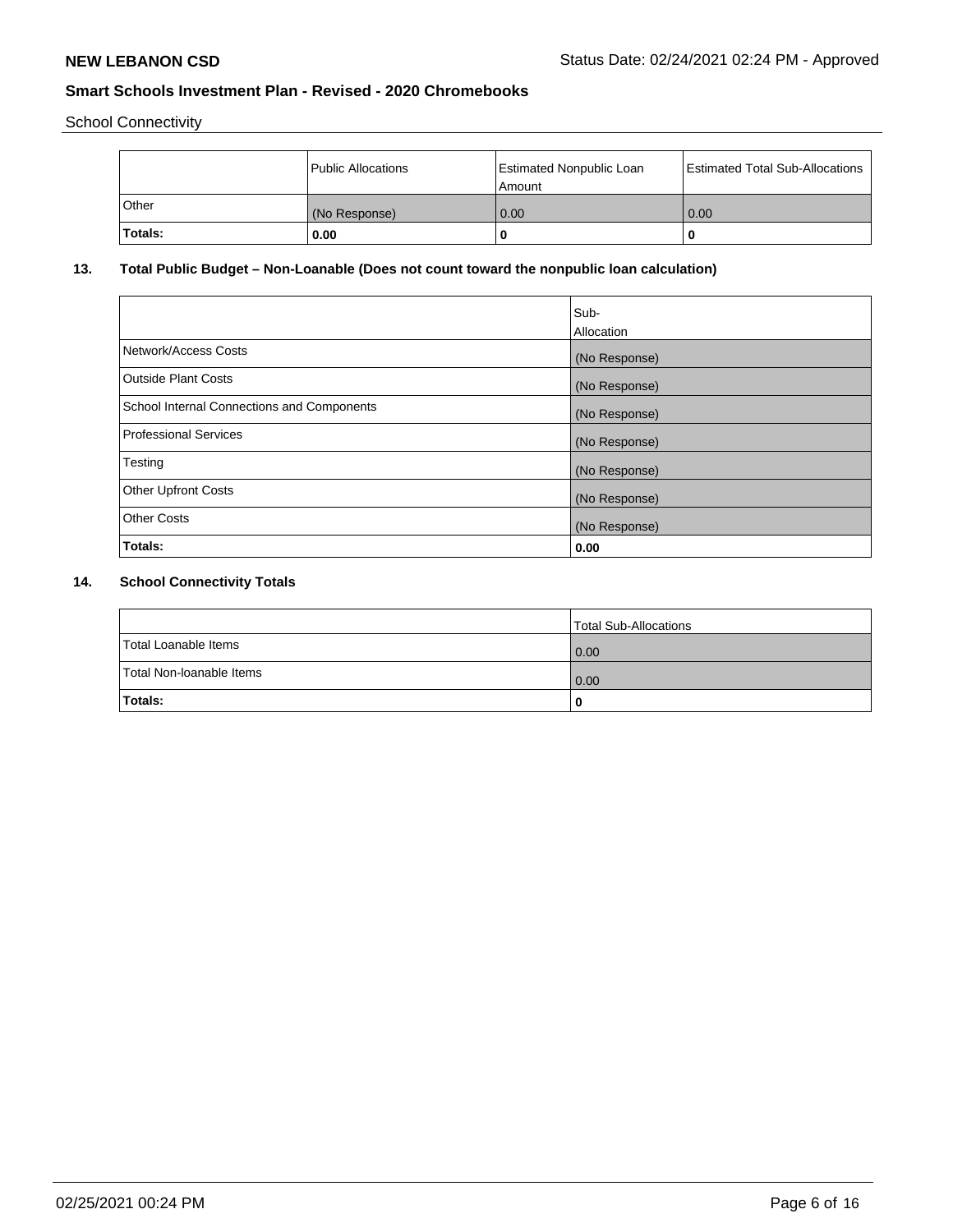School Connectivity

|  | Public Allocations | Estimated Nonpublic Loan Amount | Estimated Total Sub-Allocations |
| --- | --- | --- | --- |
| Other | (No Response) | 0.00 | 0.00 |
| **Totals:** | **0.00** | **0** | **0** |

## 13. Total Public Budget – Non-Loanable (Does not count toward the nonpublic loan calculation)

|  | Sub-Allocation |
| --- | --- |
| Network/Access Costs | (No Response) |
| Outside Plant Costs | (No Response) |
| School Internal Connections and Components | (No Response) |
| Professional Services | (No Response) |
| Testing | (No Response) |
| Other Upfront Costs | (No Response) |
| Other Costs | (No Response) |
| **Totals:** | **0.00** |

## 14. School Connectivity Totals

|  | Total Sub-Allocations |
| --- | --- |
| Total Loanable Items | 0.00 |
| Total Non-loanable Items | 0.00 |
| **Totals:** | **0** |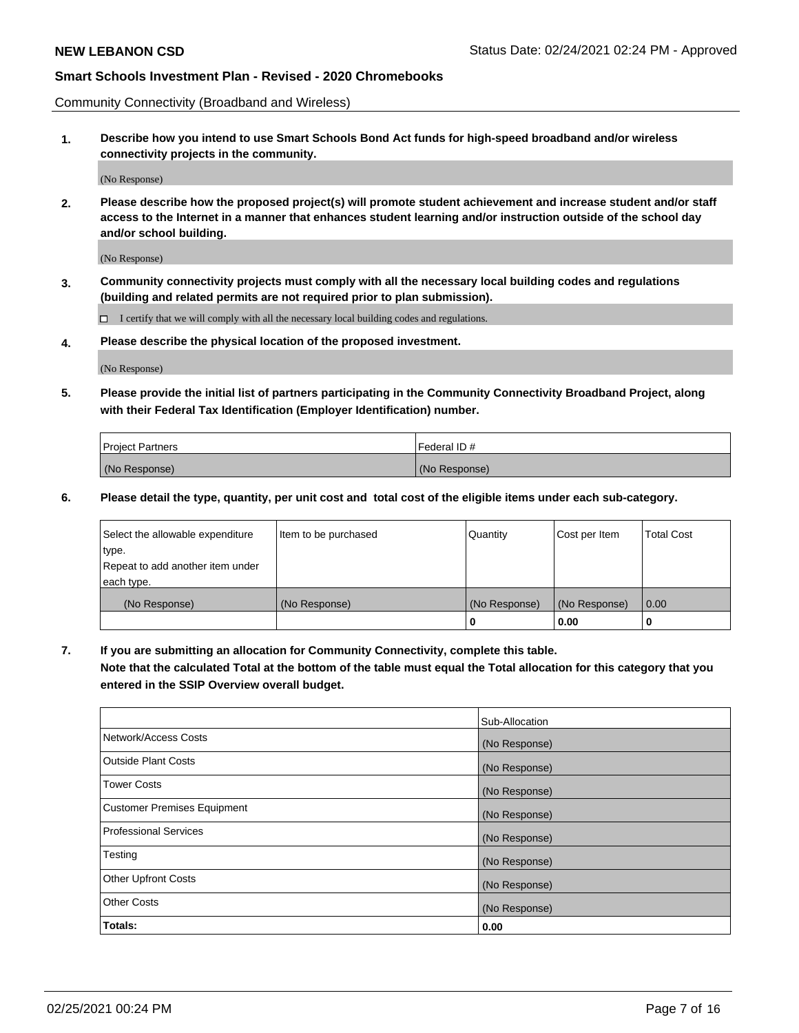Community Connectivity (Broadband and Wireless)

**1. Describe how you intend to use Smart Schools Bond Act funds for high-speed broadband and/or wireless connectivity projects in the community.**

(No Response)

**2. Please describe how the proposed project(s) will promote student achievement and increase student and/or staff access to the Internet in a manner that enhances student learning and/or instruction outside of the school day and/or school building.**

(No Response)

**3. Community connectivity projects must comply with all the necessary local building codes and regulations (building and related permits are not required prior to plan submission).**

☐ I certify that we will comply with all the necessary local building codes and regulations.

**4. Please describe the physical location of the proposed investment.**

(No Response)

**5. Please provide the initial list of partners participating in the Community Connectivity Broadband Project, along with their Federal Tax Identification (Employer Identification) number.**

| Project Partners | Federal ID # |
|---|---|
| (No Response) | (No Response) |

**6. Please detail the type, quantity, per unit cost and total cost of the eligible items under each sub-category.**

| Select the allowable expenditure type. Repeat to add another item under each type. | Item to be purchased | Quantity | Cost per Item | Total Cost |
|---|---|---|---|---|
| (No Response) | (No Response) | (No Response) | (No Response) | 0.00 |
| | | **0** | **0.00** | **0** |

**7. If you are submitting an allocation for Community Connectivity, complete this table. Note that the calculated Total at the bottom of the table must equal the Total allocation for this category that you entered in the SSIP Overview overall budget.**

| | Sub-Allocation |
|---|---|
| Network/Access Costs | (No Response) |
| Outside Plant Costs | (No Response) |
| Tower Costs | (No Response) |
| Customer Premises Equipment | (No Response) |
| Professional Services | (No Response) |
| Testing | (No Response) |
| Other Upfront Costs | (No Response) |
| Other Costs | (No Response) |
| **Totals:** | **0.00** |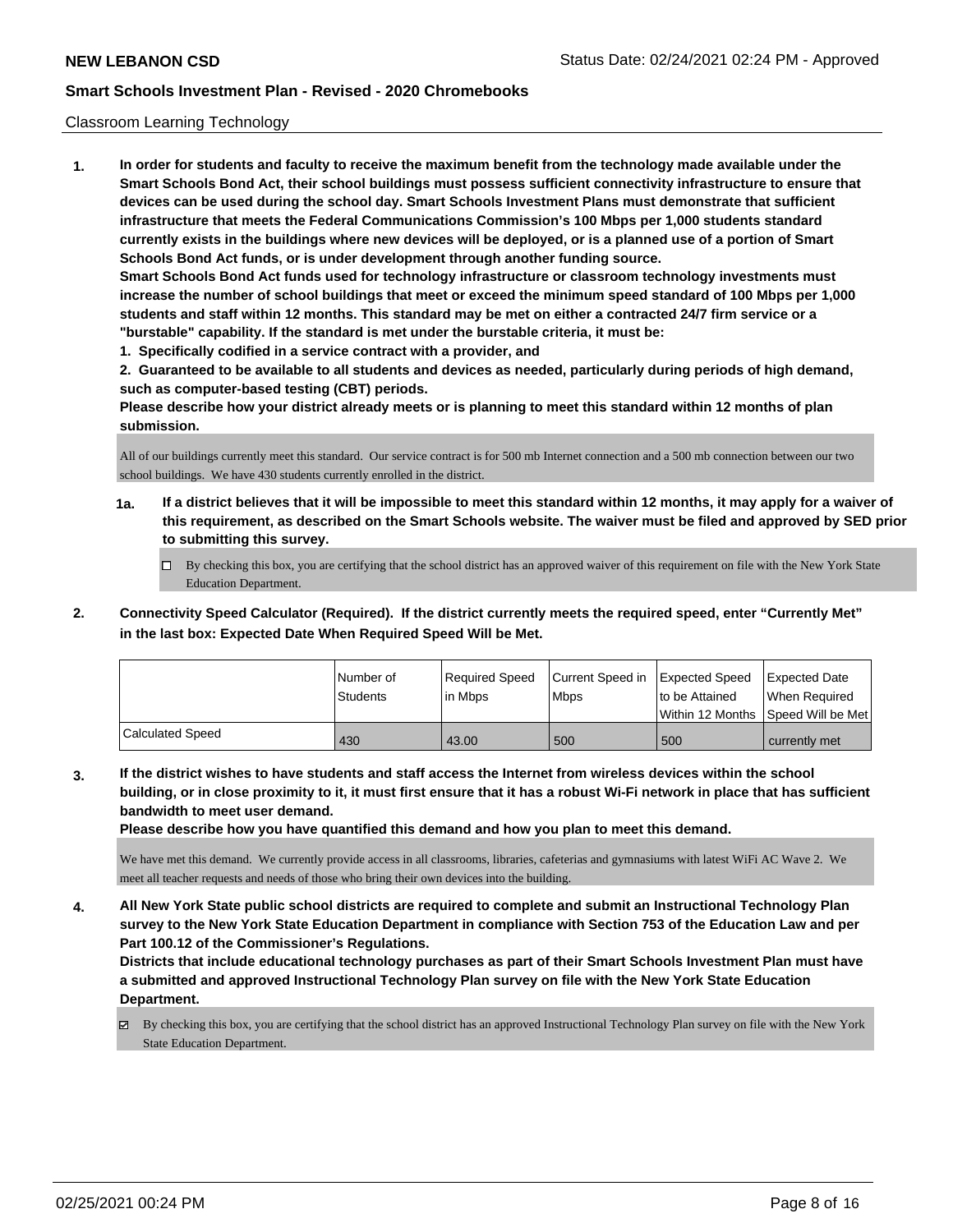Classroom Learning Technology

**1. In order for students and faculty to receive the maximum benefit from the technology made available under the Smart Schools Bond Act, their school buildings must possess sufficient connectivity infrastructure to ensure that devices can be used during the school day. Smart Schools Investment Plans must demonstrate that sufficient infrastructure that meets the Federal Communications Commission's 100 Mbps per 1,000 students standard currently exists in the buildings where new devices will be deployed, or is a planned use of a portion of Smart Schools Bond Act funds, or is under development through another funding source.**

**Smart Schools Bond Act funds used for technology infrastructure or classroom technology investments must increase the number of school buildings that meet or exceed the minimum speed standard of 100 Mbps per 1,000 students and staff within 12 months. This standard may be met on either a contracted 24/7 firm service or a "burstable" capability. If the standard is met under the burstable criteria, it must be:**

**1. Specifically codified in a service contract with a provider, and**

**2. Guaranteed to be available to all students and devices as needed, particularly during periods of high demand, such as computer-based testing (CBT) periods.**

**Please describe how your district already meets or is planning to meet this standard within 12 months of plan submission.**

All of our buildings currently meet this standard. Our service contract is for 500 mb Internet connection and a 500 mb connection between our two school buildings. We have 430 students currently enrolled in the district.

**1a. If a district believes that it will be impossible to meet this standard within 12 months, it may apply for a waiver of this requirement, as described on the Smart Schools website. The waiver must be filed and approved by SED prior to submitting this survey.**

☐ By checking this box, you are certifying that the school district has an approved waiver of this requirement on file with the New York State Education Department.

**2. Connectivity Speed Calculator (Required). If the district currently meets the required speed, enter "Currently Met" in the last box: Expected Date When Required Speed Will be Met.**

| | Number of Students | Required Speed in Mbps | Current Speed in Mbps | Expected Speed to be Attained Within 12 Months | Expected Date When Required Speed Will be Met |
|---|---|---|---|---|---|
| Calculated Speed | 430 | 43.00 | 500 | 500 | currently met |

**3. If the district wishes to have students and staff access the Internet from wireless devices within the school building, or in close proximity to it, it must first ensure that it has a robust Wi-Fi network in place that has sufficient bandwidth to meet user demand.**

**Please describe how you have quantified this demand and how you plan to meet this demand.**

We have met this demand. We currently provide access in all classrooms, libraries, cafeterias and gymnasiums with latest WiFi AC Wave 2. We meet all teacher requests and needs of those who bring their own devices into the building.

**4. All New York State public school districts are required to complete and submit an Instructional Technology Plan survey to the New York State Education Department in compliance with Section 753 of the Education Law and per Part 100.12 of the Commissioner's Regulations.**

**Districts that include educational technology purchases as part of their Smart Schools Investment Plan must have a submitted and approved Instructional Technology Plan survey on file with the New York State Education Department.**

☑ By checking this box, you are certifying that the school district has an approved Instructional Technology Plan survey on file with the New York State Education Department.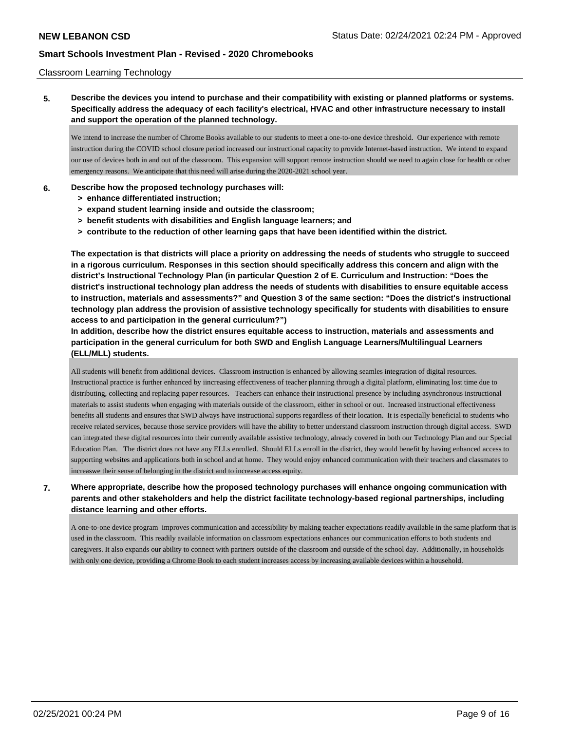Classroom Learning Technology

**5. Describe the devices you intend to purchase and their compatibility with existing or planned platforms or systems. Specifically address the adequacy of each facility's electrical, HVAC and other infrastructure necessary to install and support the operation of the planned technology.**

We intend to increase the number of Chrome Books available to our students to meet a one-to-one device threshold. Our experience with remote instruction during the COVID school closure period increased our instructional capacity to provide Internet-based instruction. We intend to expand our use of devices both in and out of the classroom. This expansion will support remote instruction should we need to again close for health or other emergency reasons. We anticipate that this need will arise during the 2020-2021 school year.

**6. Describe how the proposed technology purchases will:**

- **> enhance differentiated instruction;**
- **> expand student learning inside and outside the classroom;**
- **> benefit students with disabilities and English language learners; and**
- **> contribute to the reduction of other learning gaps that have been identified within the district.**

**The expectation is that districts will place a priority on addressing the needs of students who struggle to succeed in a rigorous curriculum. Responses in this section should specifically address this concern and align with the district's Instructional Technology Plan (in particular Question 2 of E. Curriculum and Instruction: "Does the district's instructional technology plan address the needs of students with disabilities to ensure equitable access to instruction, materials and assessments?" and Question 3 of the same section: "Does the district's instructional technology plan address the provision of assistive technology specifically for students with disabilities to ensure access to and participation in the general curriculum?")**

**In addition, describe how the district ensures equitable access to instruction, materials and assessments and participation in the general curriculum for both SWD and English Language Learners/Multilingual Learners (ELL/MLL) students.**

All students will benefit from additional devices. Classroom instruction is enhanced by allowing seamles integration of digital resources. Instructional practice is further enhanced by iincreasing effectiveness of teacher planning through a digital platform, eliminating lost time due to distributing, collecting and replacing paper resources. Teachers can enhance their instructional presence by including asynchronous instructional materials to assist students when engaging with materials outside of the classroom, either in school or out. Increased instructional effectiveness benefits all students and ensures that SWD always have instructional supports regardless of their location. It is especially beneficial to students who receive related services, because those service providers will have the ability to better understand classroom instruction through digital access. SWD can integrated these digital resources into their currently available assistive technology, already covered in both our Technology Plan and our Special Education Plan. The district does not have any ELLs enrolled. Should ELLs enroll in the district, they would benefit by having enhanced access to supporting websites and applications both in school and at home. They would enjoy enhanced communication with their teachers and classmates to increaswe their sense of belonging in the district and to increase access equity.

**7. Where appropriate, describe how the proposed technology purchases will enhance ongoing communication with parents and other stakeholders and help the district facilitate technology-based regional partnerships, including distance learning and other efforts.**

A one-to-one device program improves communication and accessibility by making teacher expectations readily available in the same platform that is used in the classroom. This readily available information on classroom expectations enhances our communication efforts to both students and caregivers. It also expands our ability to connect with partners outside of the classroom and outside of the school day. Additionally, in households with only one device, providing a Chrome Book to each student increases access by increasing available devices within a household.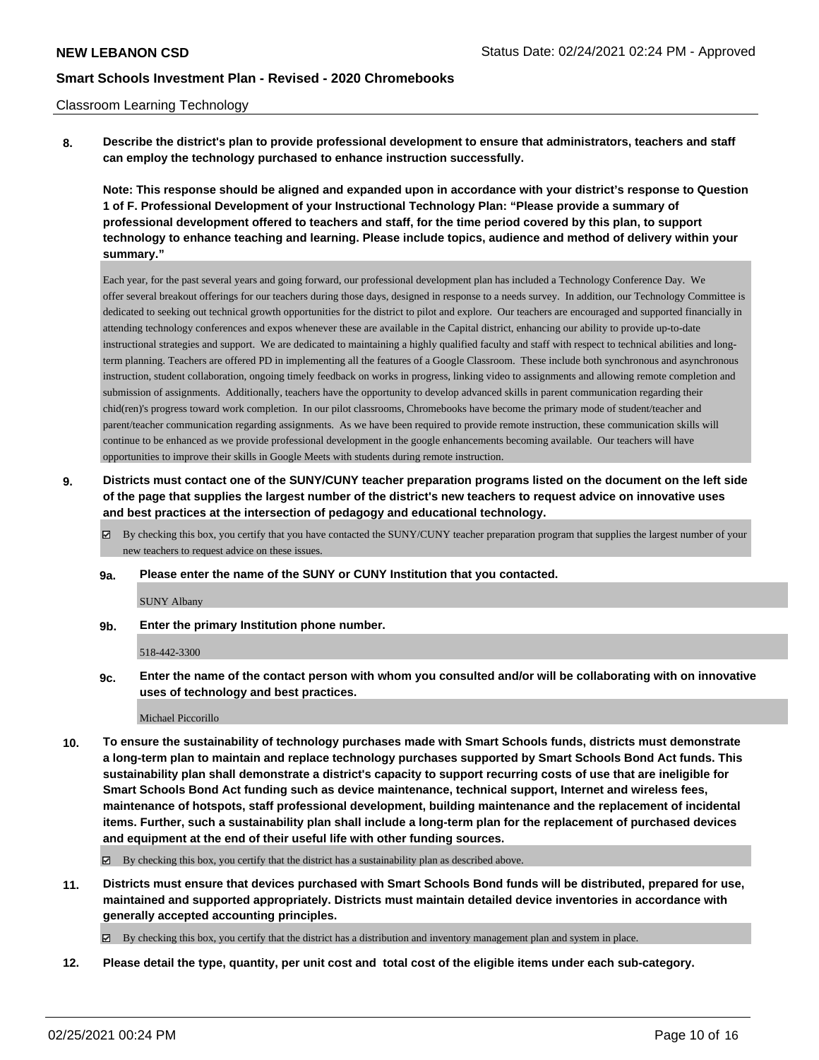Classroom Learning Technology

**8. Describe the district's plan to provide professional development to ensure that administrators, teachers and staff can employ the technology purchased to enhance instruction successfully.**

**Note: This response should be aligned and expanded upon in accordance with your district's response to Question 1 of F. Professional Development of your Instructional Technology Plan: "Please provide a summary of professional development offered to teachers and staff, for the time period covered by this plan, to support technology to enhance teaching and learning. Please include topics, audience and method of delivery within your summary."**

Each year, for the past several years and going forward, our professional development plan has included a Technology Conference Day. We offer several breakout offerings for our teachers during those days, designed in response to a needs survey. In addition, our Technology Committee is dedicated to seeking out technical growth opportunities for the district to pilot and explore. Our teachers are encouraged and supported financially in attending technology conferences and expos whenever these are available in the Capital district, enhancing our ability to provide up-to-date instructional strategies and support. We are dedicated to maintaining a highly qualified faculty and staff with respect to technical abilities and long-term planning. Teachers are offered PD in implementing all the features of a Google Classroom. These include both synchronous and asynchronous instruction, student collaboration, ongoing timely feedback on works in progress, linking video to assignments and allowing remote completion and submission of assignments. Additionally, teachers have the opportunity to develop advanced skills in parent communication regarding their chid(ren)'s progress toward work completion. In our pilot classrooms, Chromebooks have become the primary mode of student/teacher and parent/teacher communication regarding assignments. As we have been required to provide remote instruction, these communication skills will continue to be enhanced as we provide professional development in the google enhancements becoming available. Our teachers will have opportunities to improve their skills in Google Meets with students during remote instruction.

**9. Districts must contact one of the SUNY/CUNY teacher preparation programs listed on the document on the left side of the page that supplies the largest number of the district's new teachers to request advice on innovative uses and best practices at the intersection of pedagogy and educational technology.**

☑ By checking this box, you certify that you have contacted the SUNY/CUNY teacher preparation program that supplies the largest number of your new teachers to request advice on these issues.

**9a. Please enter the name of the SUNY or CUNY Institution that you contacted.**

SUNY Albany

**9b. Enter the primary Institution phone number.**

518-442-3300

**9c. Enter the name of the contact person with whom you consulted and/or will be collaborating with on innovative uses of technology and best practices.**

Michael Piccorillo

**10. To ensure the sustainability of technology purchases made with Smart Schools funds, districts must demonstrate a long-term plan to maintain and replace technology purchases supported by Smart Schools Bond Act funds. This sustainability plan shall demonstrate a district's capacity to support recurring costs of use that are ineligible for Smart Schools Bond Act funding such as device maintenance, technical support, Internet and wireless fees, maintenance of hotspots, staff professional development, building maintenance and the replacement of incidental items. Further, such a sustainability plan shall include a long-term plan for the replacement of purchased devices and equipment at the end of their useful life with other funding sources.**

☑ By checking this box, you certify that the district has a sustainability plan as described above.

**11. Districts must ensure that devices purchased with Smart Schools Bond funds will be distributed, prepared for use, maintained and supported appropriately. Districts must maintain detailed device inventories in accordance with generally accepted accounting principles.**

☑ By checking this box, you certify that the district has a distribution and inventory management plan and system in place.

**12. Please detail the type, quantity, per unit cost and total cost of the eligible items under each sub-category.**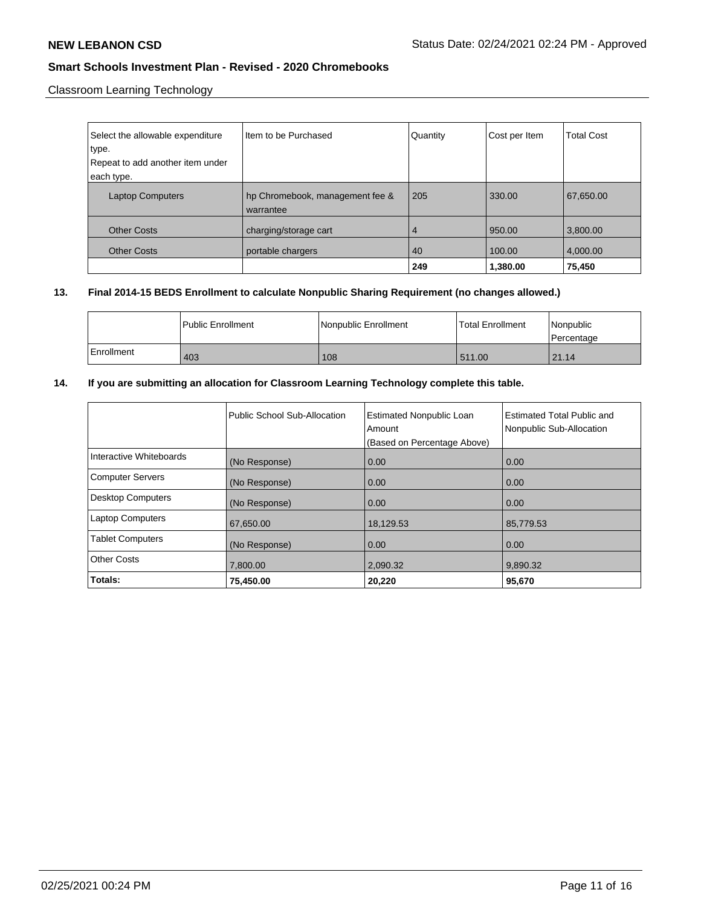Classroom Learning Technology

| Select the allowable expenditure type.<br>Repeat to add another item under each type. | Item to be Purchased | Quantity | Cost per Item | Total Cost |
|---|---|---|---|---|
| Laptop Computers | hp Chromebook, management fee & warrantee | 205 | 330.00 | 67,650.00 |
| Other Costs | charging/storage cart | 4 | 950.00 | 3,800.00 |
| Other Costs | portable chargers | 40 | 100.00 | 4,000.00 |
| | | **249** | **1,380.00** | **75,450** |

**13. Final 2014-15 BEDS Enrollment to calculate Nonpublic Sharing Requirement (no changes allowed.)**

| | Public Enrollment | Nonpublic Enrollment | Total Enrollment | Nonpublic Percentage |
|---|---|---|---|---|
| Enrollment | 403 | 108 | 511.00 | 21.14 |

**14. If you are submitting an allocation for Classroom Learning Technology complete this table.**

| | Public School Sub-Allocation | Estimated Nonpublic Loan Amount (Based on Percentage Above) | Estimated Total Public and Nonpublic Sub-Allocation |
|---|---|---|---|
| Interactive Whiteboards | (No Response) | 0.00 | 0.00 |
| Computer Servers | (No Response) | 0.00 | 0.00 |
| Desktop Computers | (No Response) | 0.00 | 0.00 |
| Laptop Computers | 67,650.00 | 18,129.53 | 85,779.53 |
| Tablet Computers | (No Response) | 0.00 | 0.00 |
| Other Costs | 7,800.00 | 2,090.32 | 9,890.32 |
| **Totals:** | **75,450.00** | **20,220** | **95,670** |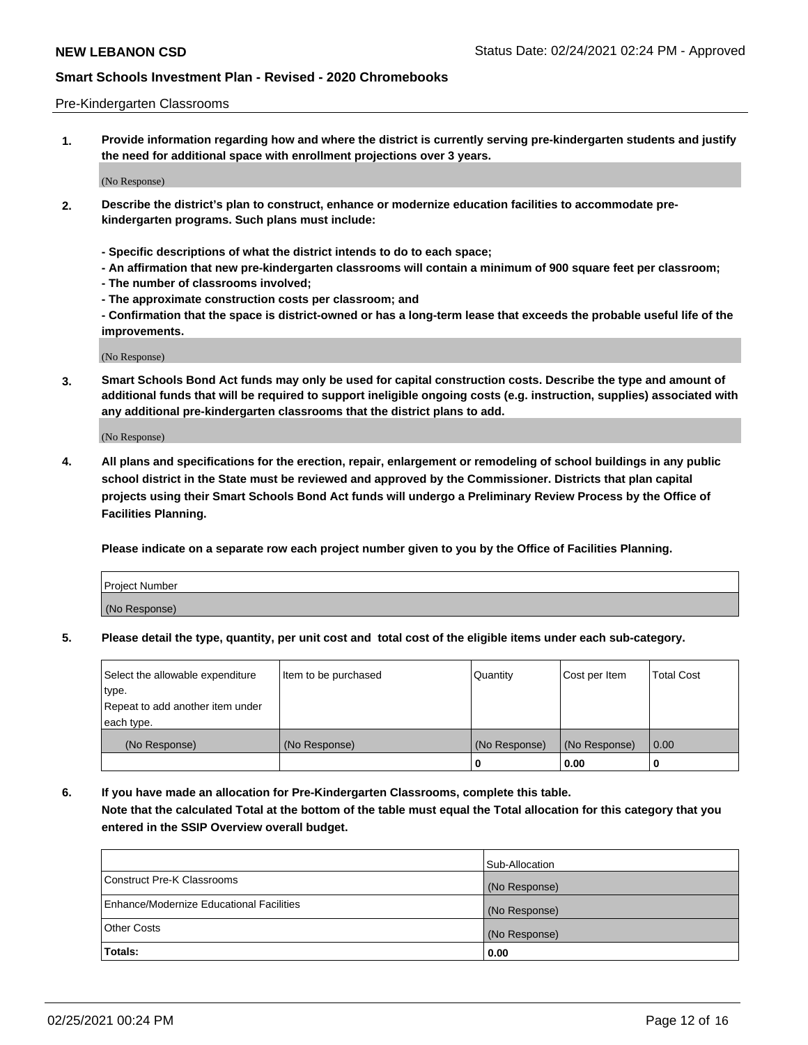Pre-Kindergarten Classrooms

**1. Provide information regarding how and where the district is currently serving pre-kindergarten students and justify the need for additional space with enrollment projections over 3 years.**

(No Response)

**2. Describe the district's plan to construct, enhance or modernize education facilities to accommodate pre-kindergarten programs. Such plans must include:**

**- Specific descriptions of what the district intends to do to each space;**
**- An affirmation that new pre-kindergarten classrooms will contain a minimum of 900 square feet per classroom;**
**- The number of classrooms involved;**
**- The approximate construction costs per classroom; and**
**- Confirmation that the space is district-owned or has a long-term lease that exceeds the probable useful life of the improvements.**

(No Response)

**3. Smart Schools Bond Act funds may only be used for capital construction costs. Describe the type and amount of additional funds that will be required to support ineligible ongoing costs (e.g. instruction, supplies) associated with any additional pre-kindergarten classrooms that the district plans to add.**

(No Response)

**4. All plans and specifications for the erection, repair, enlargement or remodeling of school buildings in any public school district in the State must be reviewed and approved by the Commissioner. Districts that plan capital projects using their Smart Schools Bond Act funds will undergo a Preliminary Review Process by the Office of Facilities Planning.**

**Please indicate on a separate row each project number given to you by the Office of Facilities Planning.**

| Project Number |
|---|
| (No Response) |

**5. Please detail the type, quantity, per unit cost and total cost of the eligible items under each sub-category.**

| Select the allowable expenditure type. Repeat to add another item under each type. | Item to be purchased | Quantity | Cost per Item | Total Cost |
|---|---|---|---|---|
| (No Response) | (No Response) | (No Response) | (No Response) | 0.00 |
| | | 0 | 0.00 | 0 |

**6. If you have made an allocation for Pre-Kindergarten Classrooms, complete this table. Note that the calculated Total at the bottom of the table must equal the Total allocation for this category that you entered in the SSIP Overview overall budget.**

| | Sub-Allocation |
|---|---|
| Construct Pre-K Classrooms | (No Response) |
| Enhance/Modernize Educational Facilities | (No Response) |
| Other Costs | (No Response) |
| **Totals:** | **0.00** |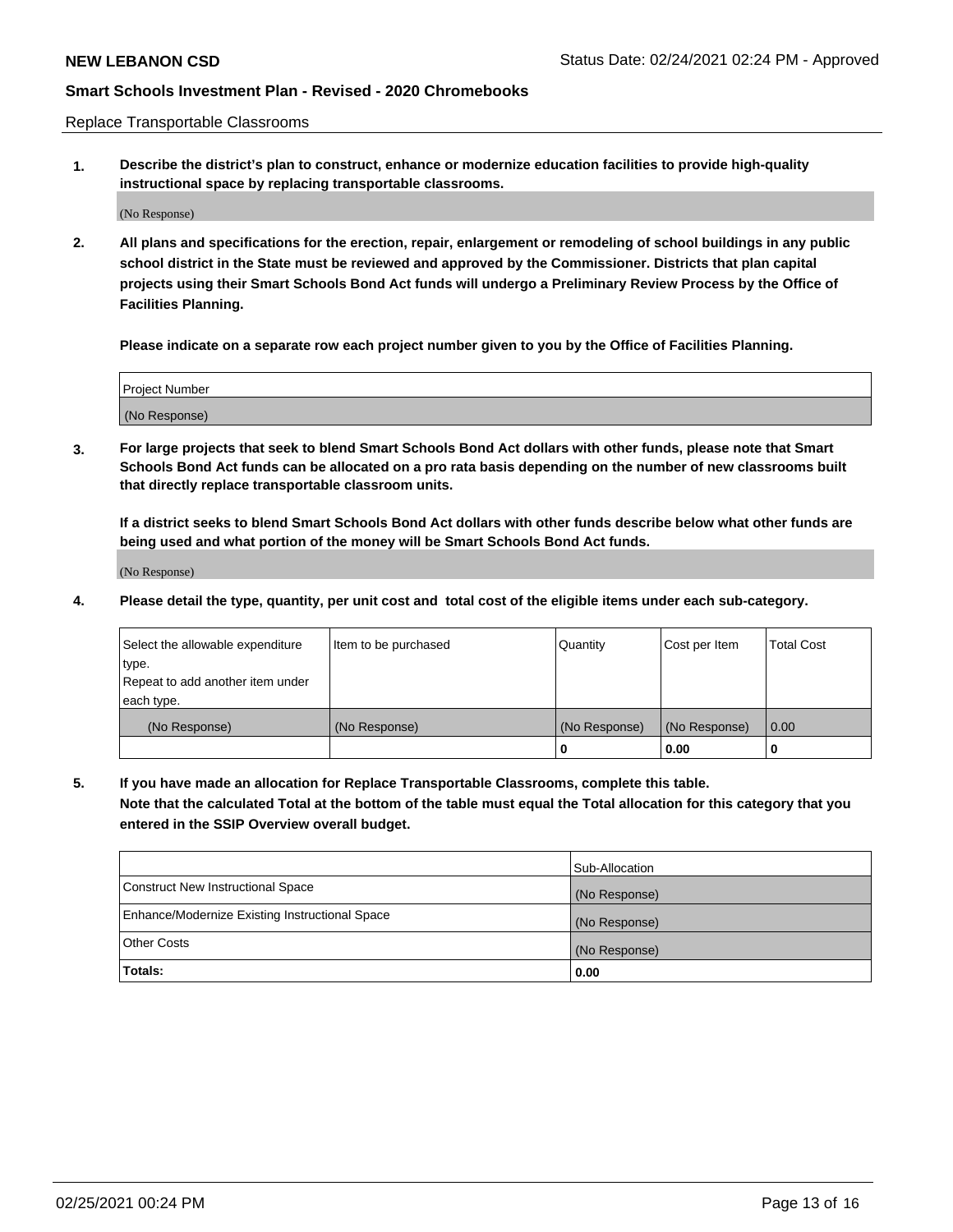Replace Transportable Classrooms

**1. Describe the district's plan to construct, enhance or modernize education facilities to provide high-quality instructional space by replacing transportable classrooms.**

(No Response)

**2. All plans and specifications for the erection, repair, enlargement or remodeling of school buildings in any public school district in the State must be reviewed and approved by the Commissioner. Districts that plan capital projects using their Smart Schools Bond Act funds will undergo a Preliminary Review Process by the Office of Facilities Planning.**

**Please indicate on a separate row each project number given to you by the Office of Facilities Planning.**

| Project Number |
|---|
| (No Response) |

**3. For large projects that seek to blend Smart Schools Bond Act dollars with other funds, please note that Smart Schools Bond Act funds can be allocated on a pro rata basis depending on the number of new classrooms built that directly replace transportable classroom units.**

**If a district seeks to blend Smart Schools Bond Act dollars with other funds describe below what other funds are being used and what portion of the money will be Smart Schools Bond Act funds.**

(No Response)

**4. Please detail the type, quantity, per unit cost and total cost of the eligible items under each sub-category.**

| Select the allowable expenditure type. Repeat to add another item under each type. | Item to be purchased | Quantity | Cost per Item | Total Cost |
|---|---|---|---|---|
| (No Response) | (No Response) | (No Response) | (No Response) | 0.00 |
| | | 0 | 0.00 | 0 |

**5. If you have made an allocation for Replace Transportable Classrooms, complete this table. Note that the calculated Total at the bottom of the table must equal the Total allocation for this category that you entered in the SSIP Overview overall budget.**

| | Sub-Allocation |
|---|---|
| Construct New Instructional Space | (No Response) |
| Enhance/Modernize Existing Instructional Space | (No Response) |
| Other Costs | (No Response) |
| **Totals:** | **0.00** |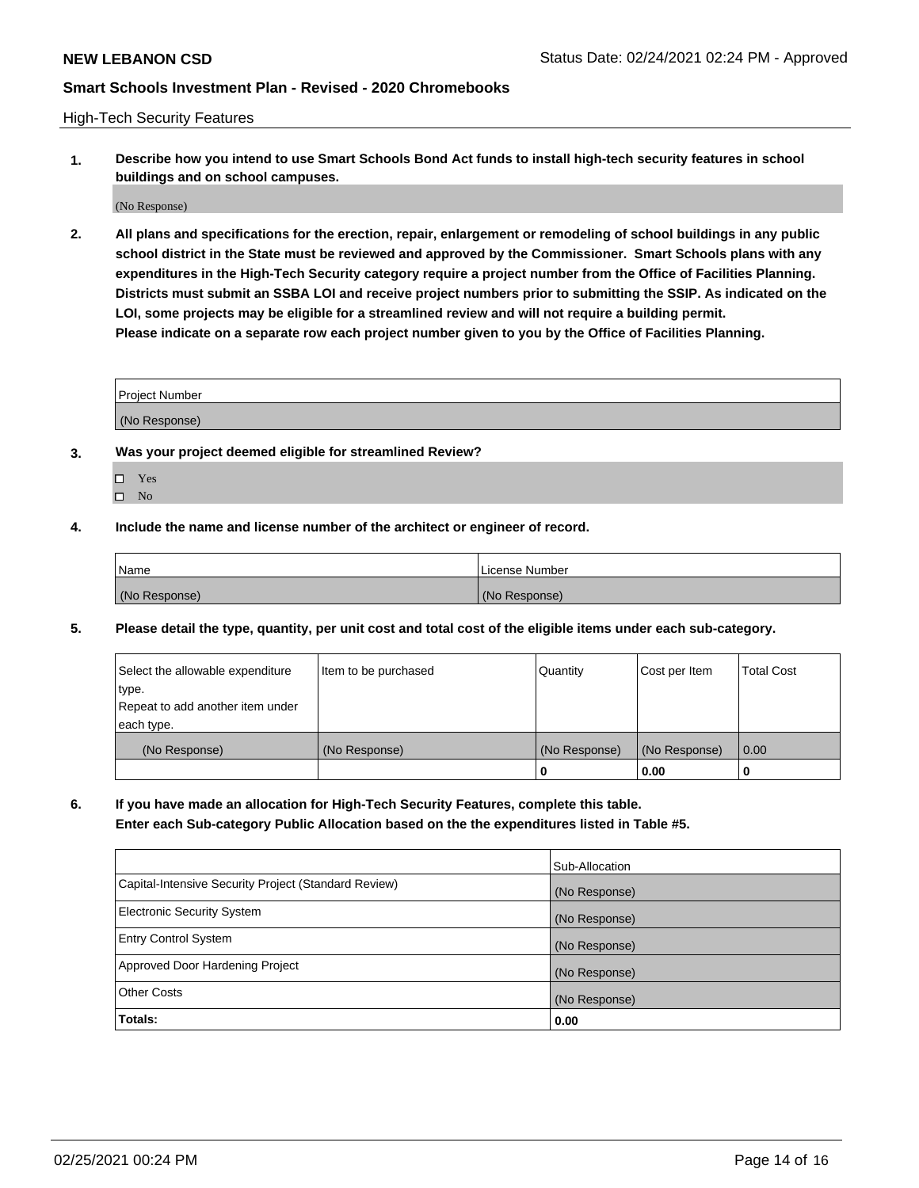High-Tech Security Features

**1. Describe how you intend to use Smart Schools Bond Act funds to install high-tech security features in school buildings and on school campuses.**

(No Response)

**2. All plans and specifications for the erection, repair, enlargement or remodeling of school buildings in any public school district in the State must be reviewed and approved by the Commissioner. Smart Schools plans with any expenditures in the High-Tech Security category require a project number from the Office of Facilities Planning. Districts must submit an SSBA LOI and receive project numbers prior to submitting the SSIP. As indicated on the LOI, some projects may be eligible for a streamlined review and will not require a building permit. Please indicate on a separate row each project number given to you by the Office of Facilities Planning.**

| Project Number |
|---|
| (No Response) |

**3. Was your project deemed eligible for streamlined Review?**

- ☐ Yes
- ☐ No

**4. Include the name and license number of the architect or engineer of record.**

| Name | License Number |
|---|---|
| (No Response) | (No Response) |

**5. Please detail the type, quantity, per unit cost and total cost of the eligible items under each sub-category.**

| Select the allowable expenditure type. Repeat to add another item under each type. | Item to be purchased | Quantity | Cost per Item | Total Cost |
|---|---|---|---|---|
| (No Response) | (No Response) | (No Response) | (No Response) | 0.00 |
| | | 0 | 0.00 | 0 |

**6. If you have made an allocation for High-Tech Security Features, complete this table. Enter each Sub-category Public Allocation based on the the expenditures listed in Table #5.**

| | Sub-Allocation |
|---|---|
| Capital-Intensive Security Project (Standard Review) | (No Response) |
| Electronic Security System | (No Response) |
| Entry Control System | (No Response) |
| Approved Door Hardening Project | (No Response) |
| Other Costs | (No Response) |
| **Totals:** | **0.00** |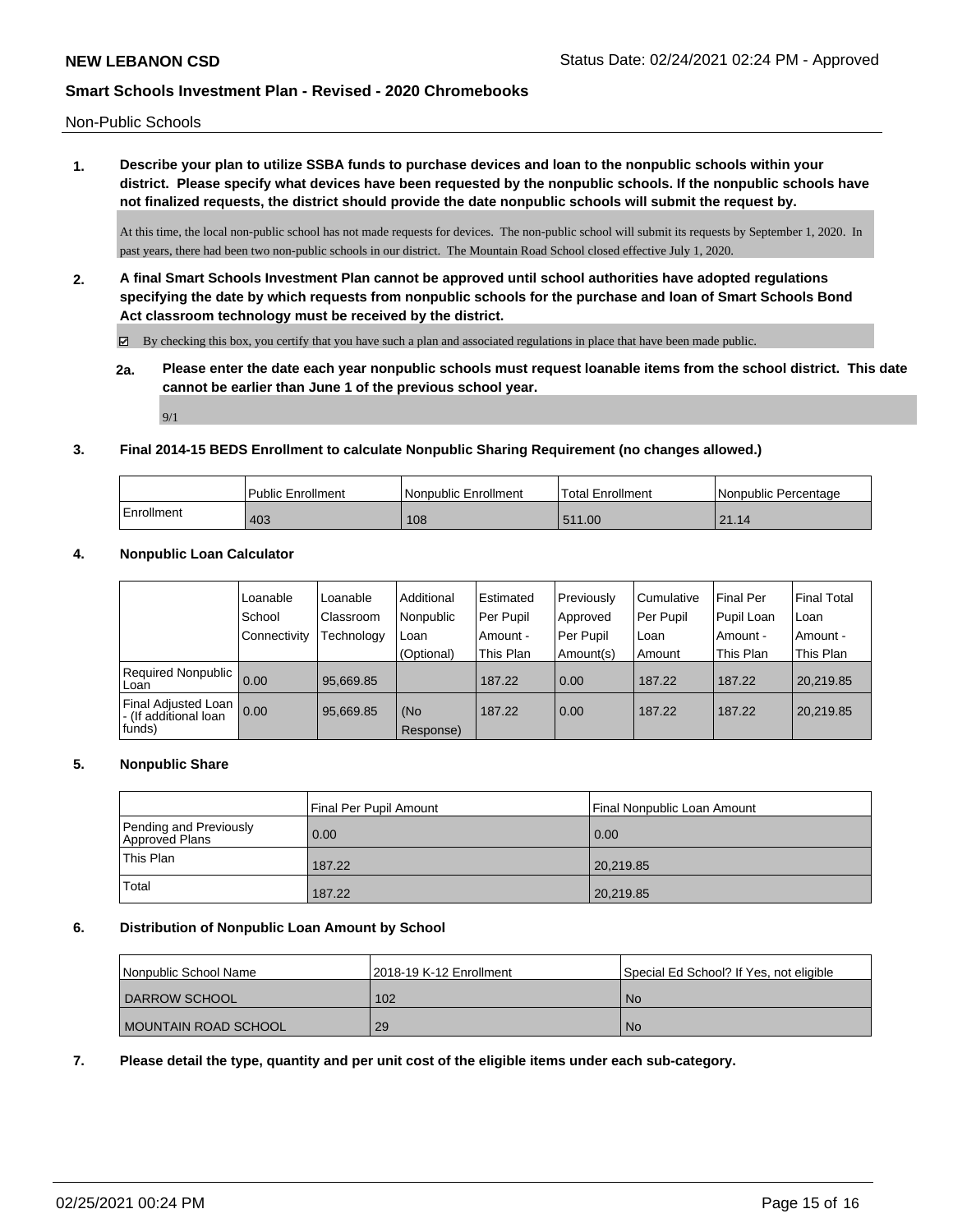Non-Public Schools

**1. Describe your plan to utilize SSBA funds to purchase devices and loan to the nonpublic schools within your district. Please specify what devices have been requested by the nonpublic schools. If the nonpublic schools have not finalized requests, the district should provide the date nonpublic schools will submit the request by.**

At this time, the local non-public school has not made requests for devices. The non-public school will submit its requests by September 1, 2020. In past years, there had been two non-public schools in our district. The Mountain Road School closed effective July 1, 2020.

**2. A final Smart Schools Investment Plan cannot be approved until school authorities have adopted regulations specifying the date by which requests from nonpublic schools for the purchase and loan of Smart Schools Bond Act classroom technology must be received by the district.**

☑ By checking this box, you certify that you have such a plan and associated regulations in place that have been made public.

**2a. Please enter the date each year nonpublic schools must request loanable items from the school district. This date cannot be earlier than June 1 of the previous school year.**

9/1

**3. Final 2014-15 BEDS Enrollment to calculate Nonpublic Sharing Requirement (no changes allowed.)**

| | Public Enrollment | Nonpublic Enrollment | Total Enrollment | Nonpublic Percentage |
|---|---|---|---|---|
| Enrollment | 403 | 108 | 511.00 | 21.14 |

**4. Nonpublic Loan Calculator**

| | Loanable School Connectivity | Loanable Classroom Technology | Additional Nonpublic Loan (Optional) | Estimated Per Pupil Amount - This Plan | Previously Approved Per Pupil Amount(s) | Cumulative Per Pupil Loan Amount | Final Per Pupil Loan Amount - This Plan | Final Total Loan Amount - This Plan |
|---|---|---|---|---|---|---|---|---|
| Required Nonpublic Loan | 0.00 | 95,669.85 | | 187.22 | 0.00 | 187.22 | 187.22 | 20,219.85 |
| Final Adjusted Loan - (If additional loan funds) | 0.00 | 95,669.85 | (No Response) | 187.22 | 0.00 | 187.22 | 187.22 | 20,219.85 |

**5. Nonpublic Share**

| | Final Per Pupil Amount | Final Nonpublic Loan Amount |
|---|---|---|
| Pending and Previously Approved Plans | 0.00 | 0.00 |
| This Plan | 187.22 | 20,219.85 |
| Total | 187.22 | 20,219.85 |

**6. Distribution of Nonpublic Loan Amount by School**

| Nonpublic School Name | 2018-19 K-12 Enrollment | Special Ed School? If Yes, not eligible |
|---|---|---|
| DARROW SCHOOL | 102 | No |
| MOUNTAIN ROAD SCHOOL | 29 | No |

**7. Please detail the type, quantity and per unit cost of the eligible items under each sub-category.**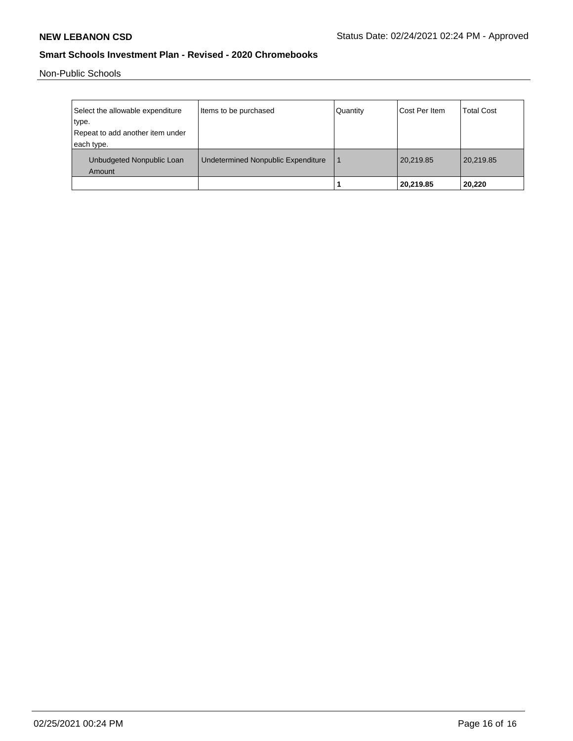Non-Public Schools

| Select the allowable expenditure type. Repeat to add another item under each type. | Items to be purchased | Quantity | Cost Per Item | Total Cost |
|---|---|---|---|---|
| Unbudgeted Nonpublic Loan Amount | Undetermined Nonpublic Expenditure | 1 | 20,219.85 | 20,219.85 |
| | | **1** | **20,219.85** | **20,220** |